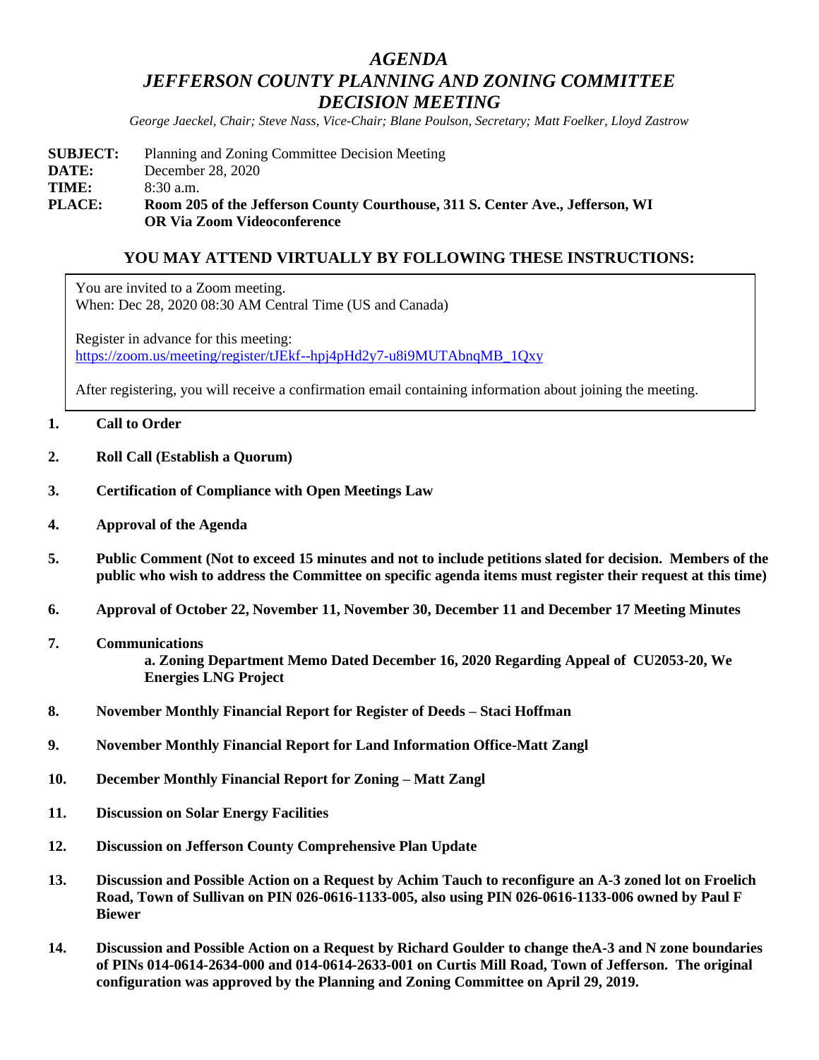# *AGENDA*
# *JEFFERSON COUNTY PLANNING AND ZONING COMMITTEE*
# *DECISION MEETING*

*George Jaeckel, Chair; Steve Nass, Vice-Chair; Blane Poulson, Secretary; Matt Foelker, Lloyd Zastrow*

**SUBJECT:** Planning and Zoning Committee Decision Meeting
**DATE:** December 28, 2020
**TIME:** 8:30 a.m.
**PLACE:** **Room 205 of the Jefferson County Courthouse, 311 S. Center Ave., Jefferson, WI OR Via Zoom Videoconference**

## YOU MAY ATTEND VIRTUALLY BY FOLLOWING THESE INSTRUCTIONS:

You are invited to a Zoom meeting.
When: Dec 28, 2020 08:30 AM Central Time (US and Canada)

Register in advance for this meeting:
https://zoom.us/meeting/register/tJEkf--hpj4pHd2y7-u8i9MUTAbnqMB_1Qxy

After registering, you will receive a confirmation email containing information about joining the meeting.

1. **Call to Order**
2. **Roll Call (Establish a Quorum)**
3. **Certification of Compliance with Open Meetings Law**
4. **Approval of the Agenda**
5. **Public Comment (Not to exceed 15 minutes and not to include petitions slated for decision. Members of the public who wish to address the Committee on specific agenda items must register their request at this time)**
6. **Approval of October 22, November 11, November 30, December 11 and December 17 Meeting Minutes**
7. **Communications**
   **a. Zoning Department Memo Dated December 16, 2020 Regarding Appeal of CU2053-20, We Energies LNG Project**
8. **November Monthly Financial Report for Register of Deeds – Staci Hoffman**
9. **November Monthly Financial Report for Land Information Office-Matt Zangl**
10. **December Monthly Financial Report for Zoning – Matt Zangl**
11. **Discussion on Solar Energy Facilities**
12. **Discussion on Jefferson County Comprehensive Plan Update**
13. **Discussion and Possible Action on a Request by Achim Tauch to reconfigure an A-3 zoned lot on Froelich Road, Town of Sullivan on PIN 026-0616-1133-005, also using PIN 026-0616-1133-006 owned by Paul F Biewer**
14. **Discussion and Possible Action on a Request by Richard Goulder to change theA-3 and N zone boundaries of PINs 014-0614-2634-000 and 014-0614-2633-001 on Curtis Mill Road, Town of Jefferson. The original configuration was approved by the Planning and Zoning Committee on April 29, 2019.**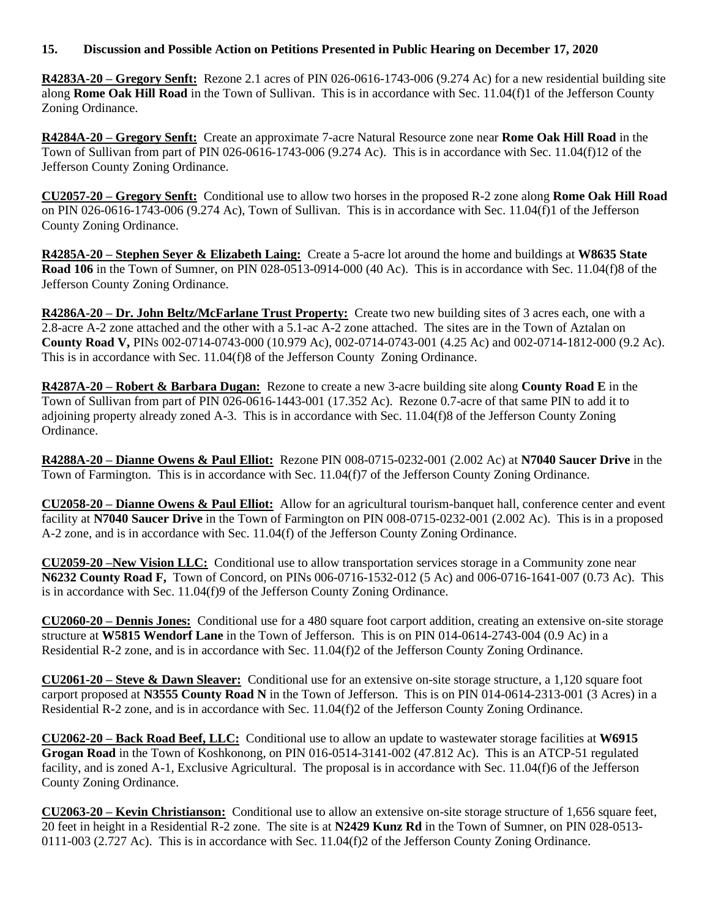**15. Discussion and Possible Action on Petitions Presented in Public Hearing on December 17, 2020**

**R4283A-20 – Gregory Senft:** Rezone 2.1 acres of PIN 026-0616-1743-006 (9.274 Ac) for a new residential building site along **Rome Oak Hill Road** in the Town of Sullivan. This is in accordance with Sec. 11.04(f)1 of the Jefferson County Zoning Ordinance.

**R4284A-20 – Gregory Senft:** Create an approximate 7-acre Natural Resource zone near **Rome Oak Hill Road** in the Town of Sullivan from part of PIN 026-0616-1743-006 (9.274 Ac). This is in accordance with Sec. 11.04(f)12 of the Jefferson County Zoning Ordinance.

**CU2057-20 – Gregory Senft:** Conditional use to allow two horses in the proposed R-2 zone along **Rome Oak Hill Road** on PIN 026-0616-1743-006 (9.274 Ac), Town of Sullivan. This is in accordance with Sec. 11.04(f)1 of the Jefferson County Zoning Ordinance.

**R4285A-20 – Stephen Seyer & Elizabeth Laing:** Create a 5-acre lot around the home and buildings at **W8635 State Road 106** in the Town of Sumner, on PIN 028-0513-0914-000 (40 Ac). This is in accordance with Sec. 11.04(f)8 of the Jefferson County Zoning Ordinance.

**R4286A-20 – Dr. John Beltz/McFarlane Trust Property:** Create two new building sites of 3 acres each, one with a 2.8-acre A-2 zone attached and the other with a 5.1-ac A-2 zone attached. The sites are in the Town of Aztalan on **County Road V,** PINs 002-0714-0743-000 (10.979 Ac), 002-0714-0743-001 (4.25 Ac) and 002-0714-1812-000 (9.2 Ac). This is in accordance with Sec. 11.04(f)8 of the Jefferson County Zoning Ordinance.

**R4287A-20 – Robert & Barbara Dugan:** Rezone to create a new 3-acre building site along **County Road E** in the Town of Sullivan from part of PIN 026-0616-1443-001 (17.352 Ac). Rezone 0.7-acre of that same PIN to add it to adjoining property already zoned A-3. This is in accordance with Sec. 11.04(f)8 of the Jefferson County Zoning Ordinance.

**R4288A-20 – Dianne Owens & Paul Elliot:** Rezone PIN 008-0715-0232-001 (2.002 Ac) at **N7040 Saucer Drive** in the Town of Farmington. This is in accordance with Sec. 11.04(f)7 of the Jefferson County Zoning Ordinance.

**CU2058-20 – Dianne Owens & Paul Elliot:** Allow for an agricultural tourism-banquet hall, conference center and event facility at **N7040 Saucer Drive** in the Town of Farmington on PIN 008-0715-0232-001 (2.002 Ac). This is in a proposed A-2 zone, and is in accordance with Sec. 11.04(f) of the Jefferson County Zoning Ordinance.

**CU2059-20 –New Vision LLC:** Conditional use to allow transportation services storage in a Community zone near **N6232 County Road F,** Town of Concord, on PINs 006-0716-1532-012 (5 Ac) and 006-0716-1641-007 (0.73 Ac). This is in accordance with Sec. 11.04(f)9 of the Jefferson County Zoning Ordinance.

**CU2060-20 – Dennis Jones:** Conditional use for a 480 square foot carport addition, creating an extensive on-site storage structure at **W5815 Wendorf Lane** in the Town of Jefferson. This is on PIN 014-0614-2743-004 (0.9 Ac) in a Residential R-2 zone, and is in accordance with Sec. 11.04(f)2 of the Jefferson County Zoning Ordinance.

**CU2061-20 – Steve & Dawn Sleaver:** Conditional use for an extensive on-site storage structure, a 1,120 square foot carport proposed at **N3555 County Road N** in the Town of Jefferson. This is on PIN 014-0614-2313-001 (3 Acres) in a Residential R-2 zone, and is in accordance with Sec. 11.04(f)2 of the Jefferson County Zoning Ordinance.

**CU2062-20 – Back Road Beef, LLC:** Conditional use to allow an update to wastewater storage facilities at **W6915 Grogan Road** in the Town of Koshkonong, on PIN 016-0514-3141-002 (47.812 Ac). This is an ATCP-51 regulated facility, and is zoned A-1, Exclusive Agricultural. The proposal is in accordance with Sec. 11.04(f)6 of the Jefferson County Zoning Ordinance.

**CU2063-20 – Kevin Christianson:** Conditional use to allow an extensive on-site storage structure of 1,656 square feet, 20 feet in height in a Residential R-2 zone. The site is at **N2429 Kunz Rd** in the Town of Sumner, on PIN 028-0513-0111-003 (2.727 Ac). This is in accordance with Sec. 11.04(f)2 of the Jefferson County Zoning Ordinance.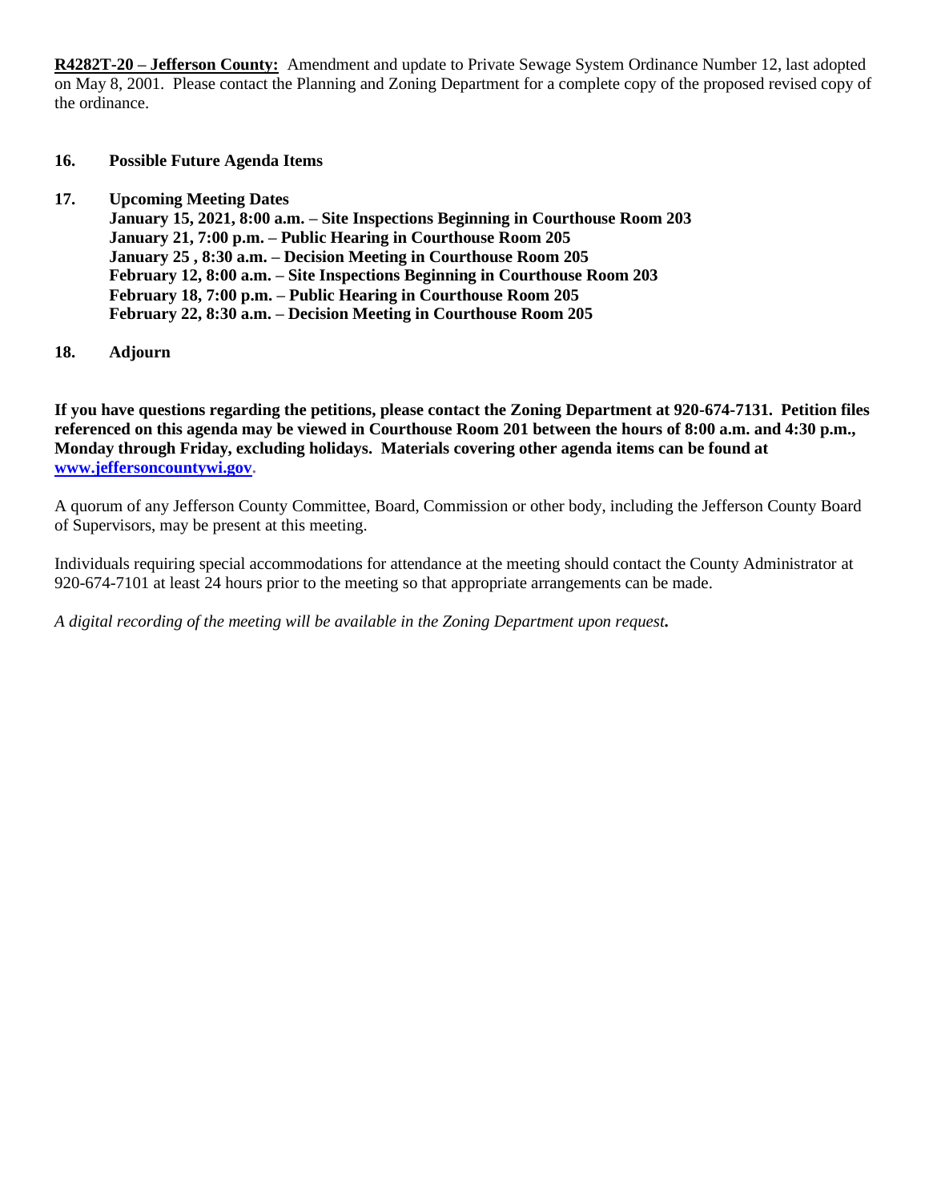**R4282T-20 – Jefferson County:** Amendment and update to Private Sewage System Ordinance Number 12, last adopted on May 8, 2001. Please contact the Planning and Zoning Department for a complete copy of the proposed revised copy of the ordinance.

**16. Possible Future Agenda Items**

**17. Upcoming Meeting Dates**

**January 15, 2021, 8:00 a.m. – Site Inspections Beginning in Courthouse Room 203**
**January 21, 7:00 p.m. – Public Hearing in Courthouse Room 205**
**January 25 , 8:30 a.m. – Decision Meeting in Courthouse Room 205**
**February 12, 8:00 a.m. – Site Inspections Beginning in Courthouse Room 203**
**February 18, 7:00 p.m. – Public Hearing in Courthouse Room 205**
**February 22, 8:30 a.m. – Decision Meeting in Courthouse Room 205**

**18. Adjourn**

**If you have questions regarding the petitions, please contact the Zoning Department at 920-674-7131. Petition files referenced on this agenda may be viewed in Courthouse Room 201 between the hours of 8:00 a.m. and 4:30 p.m., Monday through Friday, excluding holidays. Materials covering other agenda items can be found at [www.jeffersoncountywi.gov](http://www.jeffersoncountywi.gov).**

A quorum of any Jefferson County Committee, Board, Commission or other body, including the Jefferson County Board of Supervisors, may be present at this meeting.

Individuals requiring special accommodations for attendance at the meeting should contact the County Administrator at 920-674-7101 at least 24 hours prior to the meeting so that appropriate arrangements can be made.

*A digital recording of the meeting will be available in the Zoning Department upon request***.**